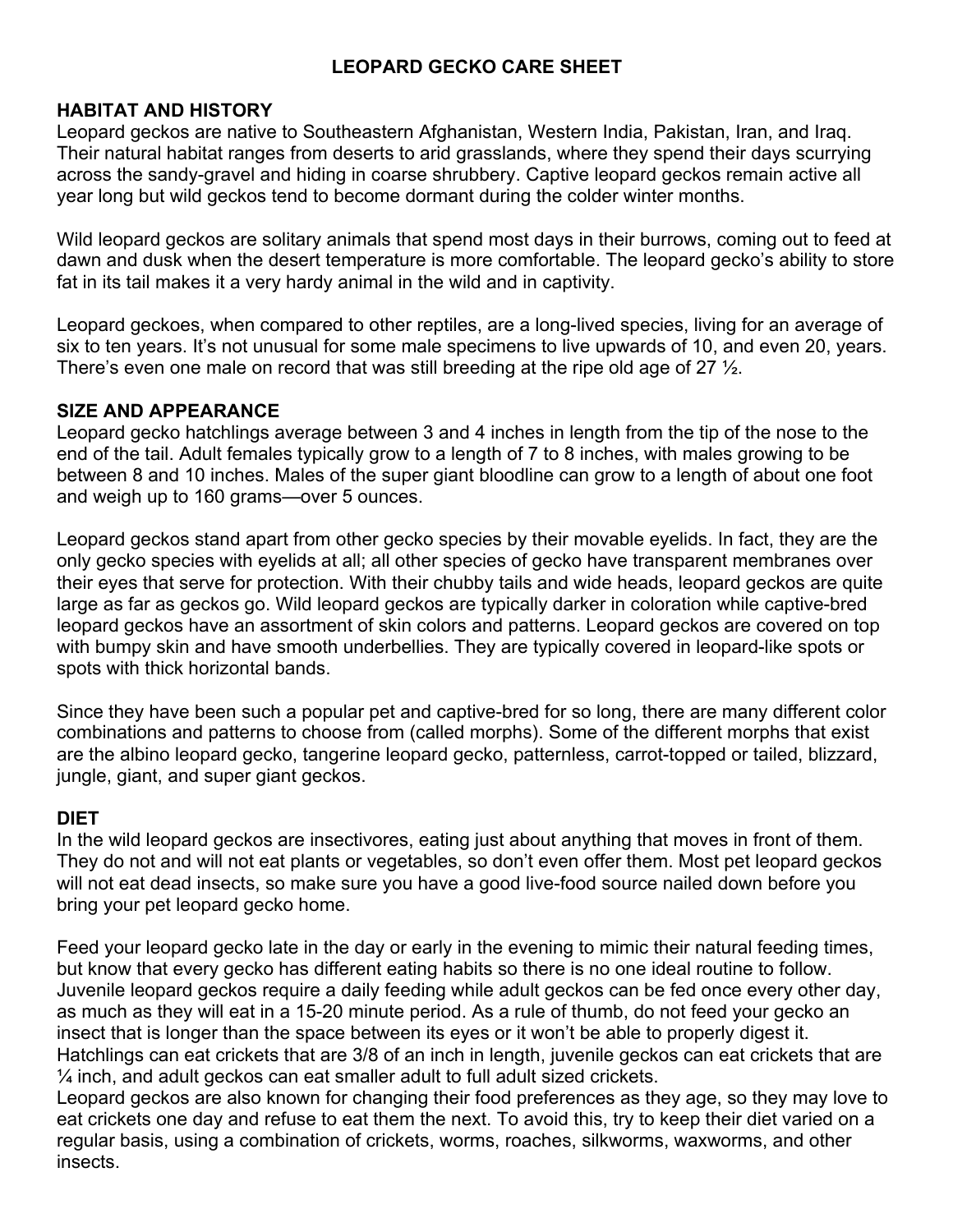# LEOPARD GECKO CARE SHEET

## HABITAT AND HISTORY

Leopard geckos are native to Southeastern Afghanistan, Western India, Pakistan, Iran, and Iraq. Their natural habitat ranges from deserts to arid grasslands, where they spend their days scurrying across the sandy-gravel and hiding in coarse shrubbery. Captive leopard geckos remain active all year long but wild geckos tend to become dormant during the colder winter months.

Wild leopard geckos are solitary animals that spend most days in their burrows, coming out to feed at dawn and dusk when the desert temperature is more comfortable. The leopard gecko's ability to store fat in its tail makes it a very hardy animal in the wild and in captivity.

Leopard geckoes, when compared to other reptiles, are a long-lived species, living for an average of six to ten years. It's not unusual for some male specimens to live upwards of 10, and even 20, years. There's even one male on record that was still breeding at the ripe old age of 27 ½.

## SIZE AND APPEARANCE

Leopard gecko hatchlings average between 3 and 4 inches in length from the tip of the nose to the end of the tail. Adult females typically grow to a length of 7 to 8 inches, with males growing to be between 8 and 10 inches. Males of the super giant bloodline can grow to a length of about one foot and weigh up to 160 grams—over 5 ounces.

Leopard geckos stand apart from other gecko species by their movable eyelids. In fact, they are the only gecko species with eyelids at all; all other species of gecko have transparent membranes over their eyes that serve for protection. With their chubby tails and wide heads, leopard geckos are quite large as far as geckos go. Wild leopard geckos are typically darker in coloration while captive-bred leopard geckos have an assortment of skin colors and patterns. Leopard geckos are covered on top with bumpy skin and have smooth underbellies. They are typically covered in leopard-like spots or spots with thick horizontal bands.

Since they have been such a popular pet and captive-bred for so long, there are many different color combinations and patterns to choose from (called morphs). Some of the different morphs that exist are the albino leopard gecko, tangerine leopard gecko, patternless, carrot-topped or tailed, blizzard, jungle, giant, and super giant geckos.

## DIET

In the wild leopard geckos are insectivores, eating just about anything that moves in front of them. They do not and will not eat plants or vegetables, so don't even offer them. Most pet leopard geckos will not eat dead insects, so make sure you have a good live-food source nailed down before you bring your pet leopard gecko home.

Feed your leopard gecko late in the day or early in the evening to mimic their natural feeding times, but know that every gecko has different eating habits so there is no one ideal routine to follow. Juvenile leopard geckos require a daily feeding while adult geckos can be fed once every other day, as much as they will eat in a 15-20 minute period. As a rule of thumb, do not feed your gecko an insect that is longer than the space between its eyes or it won't be able to properly digest it. Hatchlings can eat crickets that are 3/8 of an inch in length, juvenile geckos can eat crickets that are ¼ inch, and adult geckos can eat smaller adult to full adult sized crickets.

Leopard geckos are also known for changing their food preferences as they age, so they may love to eat crickets one day and refuse to eat them the next. To avoid this, try to keep their diet varied on a regular basis, using a combination of crickets, worms, roaches, silkworms, waxworms, and other insects.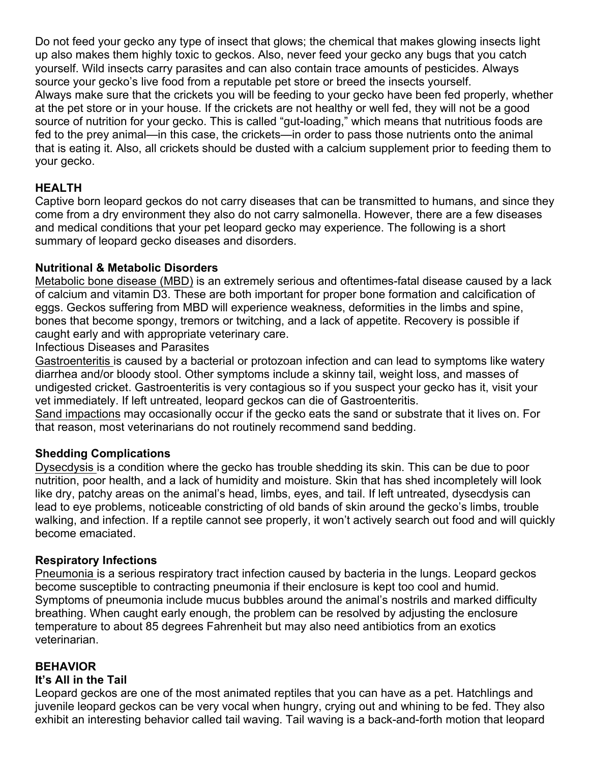Do not feed your gecko any type of insect that glows; the chemical that makes glowing insects light up also makes them highly toxic to geckos. Also, never feed your gecko any bugs that you catch yourself. Wild insects carry parasites and can also contain trace amounts of pesticides. Always source your gecko's live food from a reputable pet store or breed the insects yourself.
Always make sure that the crickets you will be feeding to your gecko have been fed properly, whether at the pet store or in your house. If the crickets are not healthy or well fed, they will not be a good source of nutrition for your gecko. This is called "gut-loading," which means that nutritious foods are fed to the prey animal—in this case, the crickets—in order to pass those nutrients onto the animal that is eating it. Also, all crickets should be dusted with a calcium supplement prior to feeding them to your gecko.

## HEALTH

Captive born leopard geckos do not carry diseases that can be transmitted to humans, and since they come from a dry environment they also do not carry salmonella. However, there are a few diseases and medical conditions that your pet leopard gecko may experience. The following is a short summary of leopard gecko diseases and disorders.

### Nutritional & Metabolic Disorders

Metabolic bone disease (MBD) is an extremely serious and oftentimes-fatal disease caused by a lack of calcium and vitamin D3. These are both important for proper bone formation and calcification of eggs. Geckos suffering from MBD will experience weakness, deformities in the limbs and spine, bones that become spongy, tremors or twitching, and a lack of appetite. Recovery is possible if caught early and with appropriate veterinary care.

Infectious Diseases and Parasites

Gastroenteritis is caused by a bacterial or protozoan infection and can lead to symptoms like watery diarrhea and/or bloody stool. Other symptoms include a skinny tail, weight loss, and masses of undigested cricket. Gastroenteritis is very contagious so if you suspect your gecko has it, visit your vet immediately. If left untreated, leopard geckos can die of Gastroenteritis.

Sand impactions may occasionally occur if the gecko eats the sand or substrate that it lives on. For that reason, most veterinarians do not routinely recommend sand bedding.

### Shedding Complications

Dysecdysis is a condition where the gecko has trouble shedding its skin. This can be due to poor nutrition, poor health, and a lack of humidity and moisture. Skin that has shed incompletely will look like dry, patchy areas on the animal's head, limbs, eyes, and tail. If left untreated, dysecdysis can lead to eye problems, noticeable constricting of old bands of skin around the gecko's limbs, trouble walking, and infection. If a reptile cannot see properly, it won't actively search out food and will quickly become emaciated.

### Respiratory Infections

Pneumonia is a serious respiratory tract infection caused by bacteria in the lungs. Leopard geckos become susceptible to contracting pneumonia if their enclosure is kept too cool and humid. Symptoms of pneumonia include mucus bubbles around the animal's nostrils and marked difficulty breathing. When caught early enough, the problem can be resolved by adjusting the enclosure temperature to about 85 degrees Fahrenheit but may also need antibiotics from an exotics veterinarian.

## BEHAVIOR

### It's All in the Tail

Leopard geckos are one of the most animated reptiles that you can have as a pet. Hatchlings and juvenile leopard geckos can be very vocal when hungry, crying out and whining to be fed. They also exhibit an interesting behavior called tail waving. Tail waving is a back-and-forth motion that leopard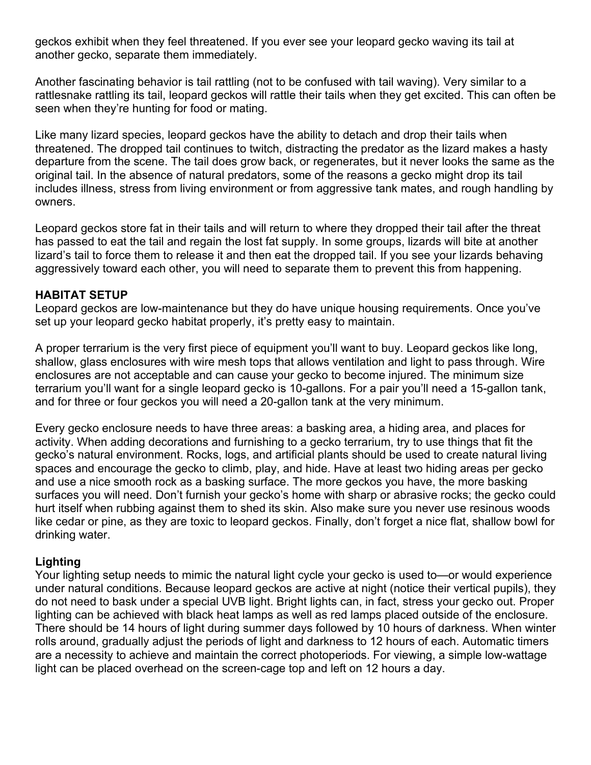geckos exhibit when they feel threatened. If you ever see your leopard gecko waving its tail at another gecko, separate them immediately.

Another fascinating behavior is tail rattling (not to be confused with tail waving). Very similar to a rattlesnake rattling its tail, leopard geckos will rattle their tails when they get excited. This can often be seen when they're hunting for food or mating.

Like many lizard species, leopard geckos have the ability to detach and drop their tails when threatened. The dropped tail continues to twitch, distracting the predator as the lizard makes a hasty departure from the scene. The tail does grow back, or regenerates, but it never looks the same as the original tail. In the absence of natural predators, some of the reasons a gecko might drop its tail includes illness, stress from living environment or from aggressive tank mates, and rough handling by owners.

Leopard geckos store fat in their tails and will return to where they dropped their tail after the threat has passed to eat the tail and regain the lost fat supply. In some groups, lizards will bite at another lizard's tail to force them to release it and then eat the dropped tail. If you see your lizards behaving aggressively toward each other, you will need to separate them to prevent this from happening.

**HABITAT SETUP**

Leopard geckos are low-maintenance but they do have unique housing requirements. Once you've set up your leopard gecko habitat properly, it's pretty easy to maintain.

A proper terrarium is the very first piece of equipment you'll want to buy. Leopard geckos like long, shallow, glass enclosures with wire mesh tops that allows ventilation and light to pass through. Wire enclosures are not acceptable and can cause your gecko to become injured. The minimum size terrarium you'll want for a single leopard gecko is 10-gallons. For a pair you'll need a 15-gallon tank, and for three or four geckos you will need a 20-gallon tank at the very minimum.

Every gecko enclosure needs to have three areas: a basking area, a hiding area, and places for activity. When adding decorations and furnishing to a gecko terrarium, try to use things that fit the gecko's natural environment. Rocks, logs, and artificial plants should be used to create natural living spaces and encourage the gecko to climb, play, and hide. Have at least two hiding areas per gecko and use a nice smooth rock as a basking surface. The more geckos you have, the more basking surfaces you will need. Don't furnish your gecko's home with sharp or abrasive rocks; the gecko could hurt itself when rubbing against them to shed its skin. Also make sure you never use resinous woods like cedar or pine, as they are toxic to leopard geckos. Finally, don't forget a nice flat, shallow bowl for drinking water.

**Lighting**

Your lighting setup needs to mimic the natural light cycle your gecko is used to—or would experience under natural conditions. Because leopard geckos are active at night (notice their vertical pupils), they do not need to bask under a special UVB light. Bright lights can, in fact, stress your gecko out. Proper lighting can be achieved with black heat lamps as well as red lamps placed outside of the enclosure. There should be 14 hours of light during summer days followed by 10 hours of darkness. When winter rolls around, gradually adjust the periods of light and darkness to 12 hours of each. Automatic timers are a necessity to achieve and maintain the correct photoperiods. For viewing, a simple low-wattage light can be placed overhead on the screen-cage top and left on 12 hours a day.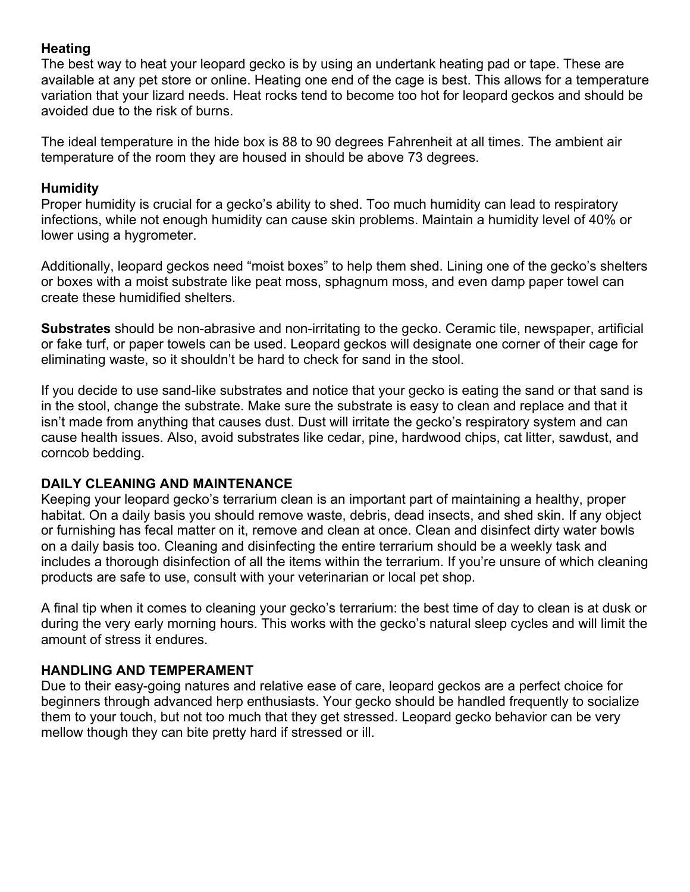**Heating**
The best way to heat your leopard gecko is by using an undertank heating pad or tape. These are available at any pet store or online. Heating one end of the cage is best. This allows for a temperature variation that your lizard needs. Heat rocks tend to become too hot for leopard geckos and should be avoided due to the risk of burns.

The ideal temperature in the hide box is 88 to 90 degrees Fahrenheit at all times. The ambient air temperature of the room they are housed in should be above 73 degrees.

**Humidity**
Proper humidity is crucial for a gecko's ability to shed. Too much humidity can lead to respiratory infections, while not enough humidity can cause skin problems. Maintain a humidity level of 40% or lower using a hygrometer.

Additionally, leopard geckos need "moist boxes" to help them shed. Lining one of the gecko's shelters or boxes with a moist substrate like peat moss, sphagnum moss, and even damp paper towel can create these humidified shelters.

**Substrates** should be non-abrasive and non-irritating to the gecko. Ceramic tile, newspaper, artificial or fake turf, or paper towels can be used. Leopard geckos will designate one corner of their cage for eliminating waste, so it shouldn't be hard to check for sand in the stool.

If you decide to use sand-like substrates and notice that your gecko is eating the sand or that sand is in the stool, change the substrate. Make sure the substrate is easy to clean and replace and that it isn't made from anything that causes dust. Dust will irritate the gecko's respiratory system and can cause health issues. Also, avoid substrates like cedar, pine, hardwood chips, cat litter, sawdust, and corncob bedding.

**DAILY CLEANING AND MAINTENANCE**
Keeping your leopard gecko's terrarium clean is an important part of maintaining a healthy, proper habitat. On a daily basis you should remove waste, debris, dead insects, and shed skin. If any object or furnishing has fecal matter on it, remove and clean at once. Clean and disinfect dirty water bowls on a daily basis too. Cleaning and disinfecting the entire terrarium should be a weekly task and includes a thorough disinfection of all the items within the terrarium. If you're unsure of which cleaning products are safe to use, consult with your veterinarian or local pet shop.

A final tip when it comes to cleaning your gecko's terrarium: the best time of day to clean is at dusk or during the very early morning hours. This works with the gecko's natural sleep cycles and will limit the amount of stress it endures.

**HANDLING AND TEMPERAMENT**
Due to their easy-going natures and relative ease of care, leopard geckos are a perfect choice for beginners through advanced herp enthusiasts. Your gecko should be handled frequently to socialize them to your touch, but not too much that they get stressed. Leopard gecko behavior can be very mellow though they can bite pretty hard if stressed or ill.